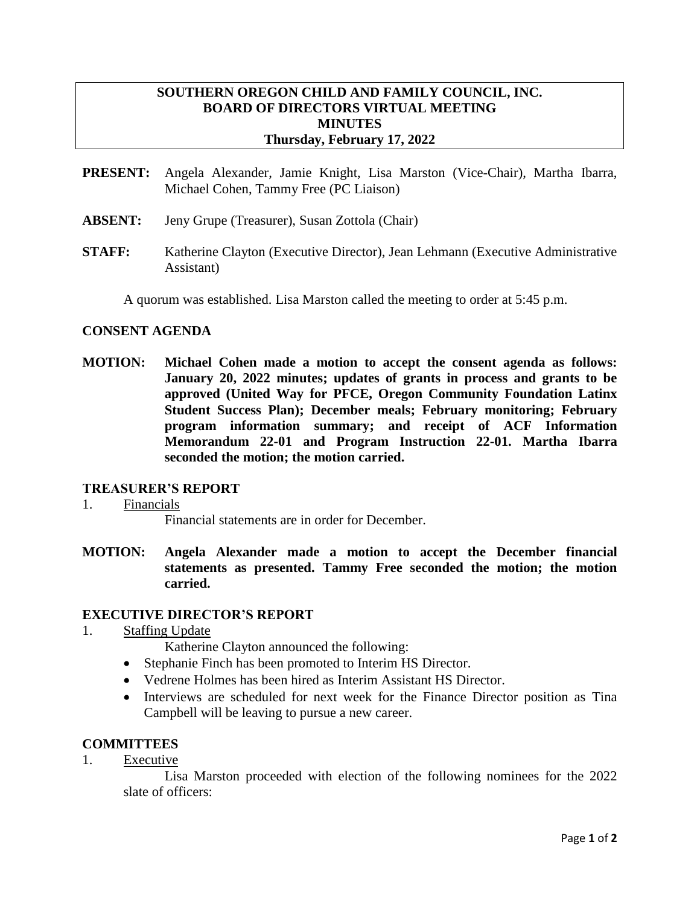# SOUTHERN OREGON CHILD AND FAMILY COUNCIL, INC.
## BOARD OF DIRECTORS VIRTUAL MEETING
## MINUTES
### Thursday, February 17, 2022

**PRESENT:** Angela Alexander, Jamie Knight, Lisa Marston (Vice-Chair), Martha Ibarra, Michael Cohen, Tammy Free (PC Liaison)

**ABSENT:** Jeny Grupe (Treasurer), Susan Zottola (Chair)

**STAFF:** Katherine Clayton (Executive Director), Jean Lehmann (Executive Administrative Assistant)

A quorum was established. Lisa Marston called the meeting to order at 5:45 p.m.

## CONSENT AGENDA

**MOTION: Michael Cohen made a motion to accept the consent agenda as follows: January 20, 2022 minutes; updates of grants in process and grants to be approved (United Way for PFCE, Oregon Community Foundation Latinx Student Success Plan); December meals; February monitoring; February program information summary; and receipt of ACF Information Memorandum 22-01 and Program Instruction 22-01. Martha Ibarra seconded the motion; the motion carried.**

## TREASURER'S REPORT

1. Financials

   Financial statements are in order for December.

**MOTION: Angela Alexander made a motion to accept the December financial statements as presented. Tammy Free seconded the motion; the motion carried.**

## EXECUTIVE DIRECTOR'S REPORT

1. Staffing Update

   Katherine Clayton announced the following:

   - Stephanie Finch has been promoted to Interim HS Director.
   - Vedrene Holmes has been hired as Interim Assistant HS Director.
   - Interviews are scheduled for next week for the Finance Director position as Tina Campbell will be leaving to pursue a new career.

## COMMITTEES

1. Executive

   Lisa Marston proceeded with election of the following nominees for the 2022 slate of officers: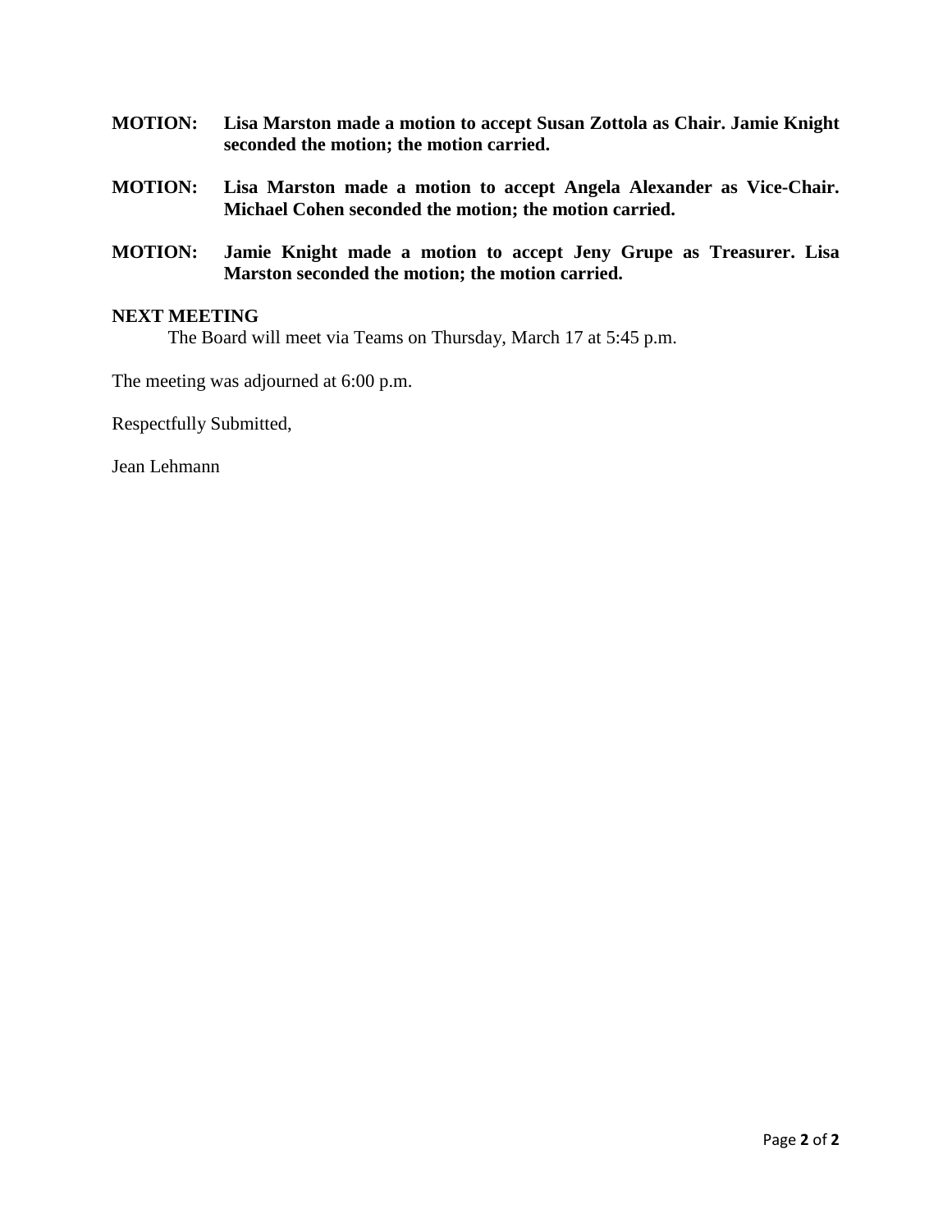**MOTION: Lisa Marston made a motion to accept Susan Zottola as Chair. Jamie Knight seconded the motion; the motion carried.**

**MOTION: Lisa Marston made a motion to accept Angela Alexander as Vice-Chair. Michael Cohen seconded the motion; the motion carried.**

**MOTION: Jamie Knight made a motion to accept Jeny Grupe as Treasurer. Lisa Marston seconded the motion; the motion carried.**

**NEXT MEETING**

The Board will meet via Teams on Thursday, March 17 at 5:45 p.m.

The meeting was adjourned at 6:00 p.m.

Respectfully Submitted,

Jean Lehmann